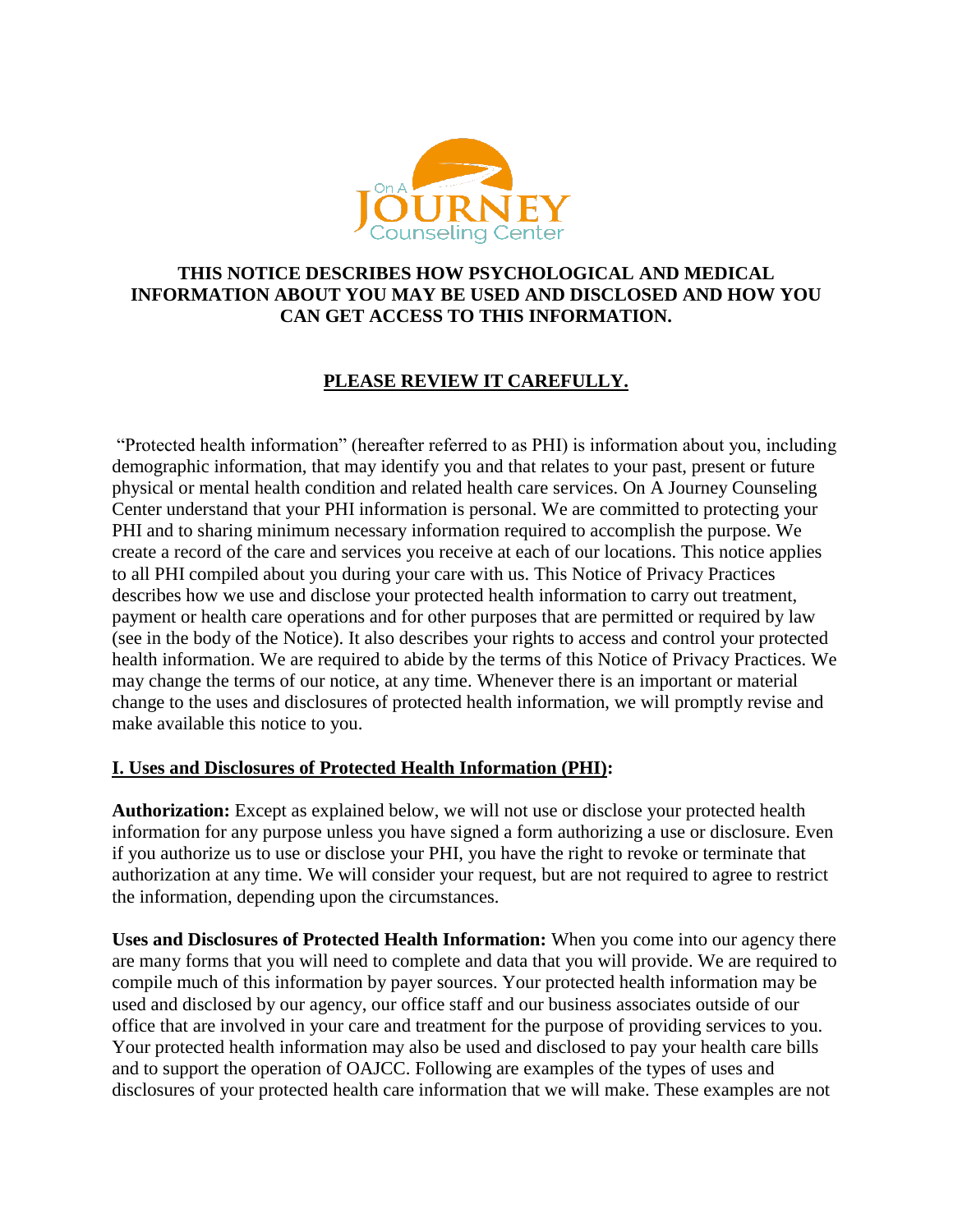# THIS NOTICE DESCRIBES HOW PSYCHOLOGICAL AND MEDICAL INFORMATION ABOUT YOU MAY BE USED AND DISCLOSED AND HOW YOU CAN GET ACCESS TO THIS INFORMATION.

## PLEASE REVIEW IT CAREFULLY.

"Protected health information" (hereafter referred to as PHI) is information about you, including demographic information, that may identify you and that relates to your past, present or future physical or mental health condition and related health care services. On A Journey Counseling Center understand that your PHI information is personal. We are committed to protecting your PHI and to sharing minimum necessary information required to accomplish the purpose. We create a record of the care and services you receive at each of our locations. This notice applies to all PHI compiled about you during your care with us. This Notice of Privacy Practices describes how we use and disclose your protected health information to carry out treatment, payment or health care operations and for other purposes that are permitted or required by law (see in the body of the Notice). It also describes your rights to access and control your protected health information. We are required to abide by the terms of this Notice of Privacy Practices. We may change the terms of our notice, at any time. Whenever there is an important or material change to the uses and disclosures of protected health information, we will promptly revise and make available this notice to you.

### I. Uses and Disclosures of Protected Health Information (PHI):

**Authorization:** Except as explained below, we will not use or disclose your protected health information for any purpose unless you have signed a form authorizing a use or disclosure. Even if you authorize us to use or disclose your PHI, you have the right to revoke or terminate that authorization at any time. We will consider your request, but are not required to agree to restrict the information, depending upon the circumstances.

**Uses and Disclosures of Protected Health Information:** When you come into our agency there are many forms that you will need to complete and data that you will provide. We are required to compile much of this information by payer sources. Your protected health information may be used and disclosed by our agency, our office staff and our business associates outside of our office that are involved in your care and treatment for the purpose of providing services to you. Your protected health information may also be used and disclosed to pay your health care bills and to support the operation of OAJCC. Following are examples of the types of uses and disclosures of your protected health care information that we will make. These examples are not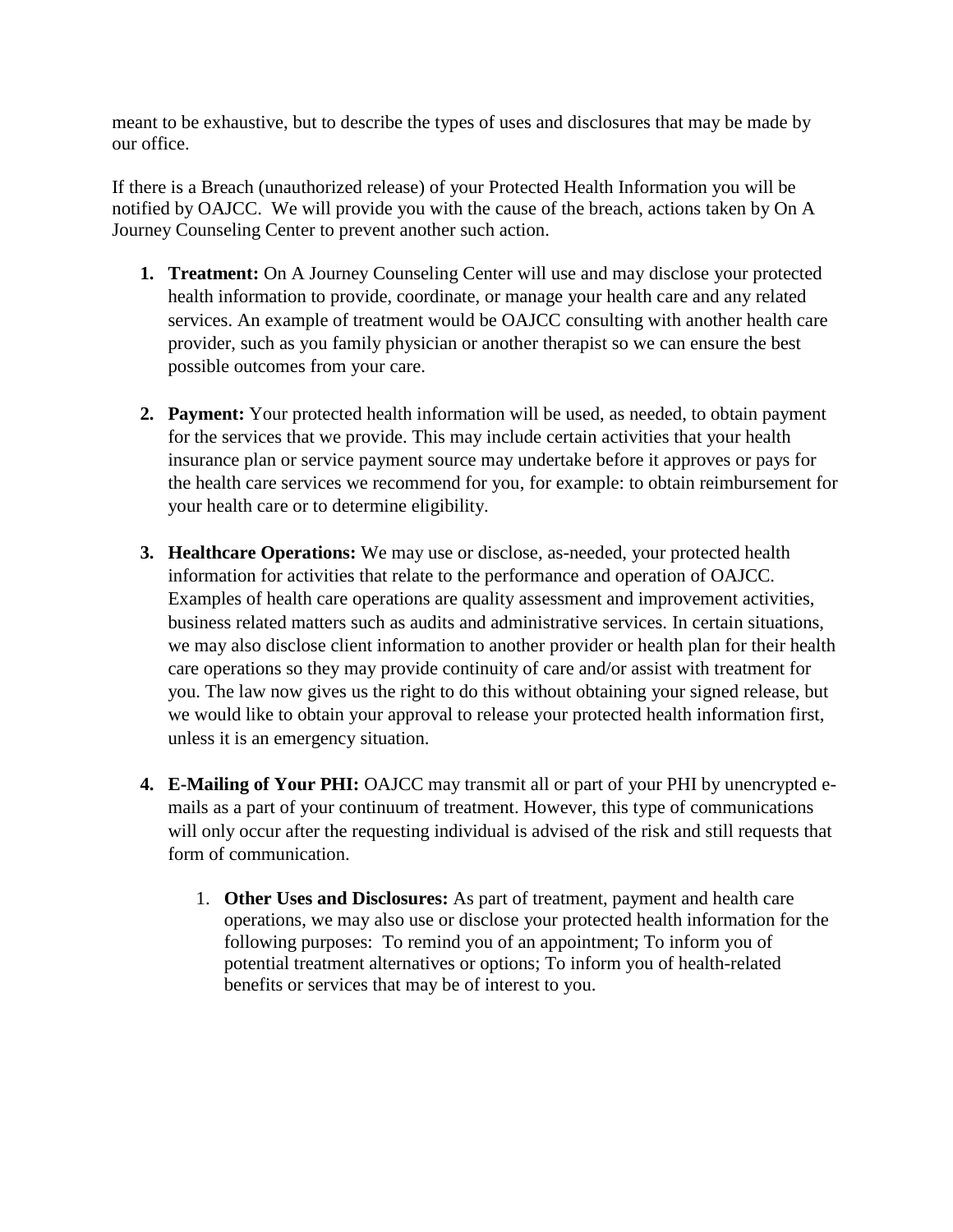meant to be exhaustive, but to describe the types of uses and disclosures that may be made by our office.

If there is a Breach (unauthorized release) of your Protected Health Information you will be notified by OAJCC. We will provide you with the cause of the breach, actions taken by On A Journey Counseling Center to prevent another such action.

1. **Treatment:** On A Journey Counseling Center will use and may disclose your protected health information to provide, coordinate, or manage your health care and any related services. An example of treatment would be OAJCC consulting with another health care provider, such as you family physician or another therapist so we can ensure the best possible outcomes from your care.

2. **Payment:** Your protected health information will be used, as needed, to obtain payment for the services that we provide. This may include certain activities that your health insurance plan or service payment source may undertake before it approves or pays for the health care services we recommend for you, for example: to obtain reimbursement for your health care or to determine eligibility.

3. **Healthcare Operations:** We may use or disclose, as-needed, your protected health information for activities that relate to the performance and operation of OAJCC. Examples of health care operations are quality assessment and improvement activities, business related matters such as audits and administrative services. In certain situations, we may also disclose client information to another provider or health plan for their health care operations so they may provide continuity of care and/or assist with treatment for you. The law now gives us the right to do this without obtaining your signed release, but we would like to obtain your approval to release your protected health information first, unless it is an emergency situation.

4. **E-Mailing of Your PHI:** OAJCC may transmit all or part of your PHI by unencrypted e-mails as a part of your continuum of treatment. However, this type of communications will only occur after the requesting individual is advised of the risk and still requests that form of communication.

    1. **Other Uses and Disclosures:** As part of treatment, payment and health care operations, we may also use or disclose your protected health information for the following purposes: To remind you of an appointment; To inform you of potential treatment alternatives or options; To inform you of health-related benefits or services that may be of interest to you.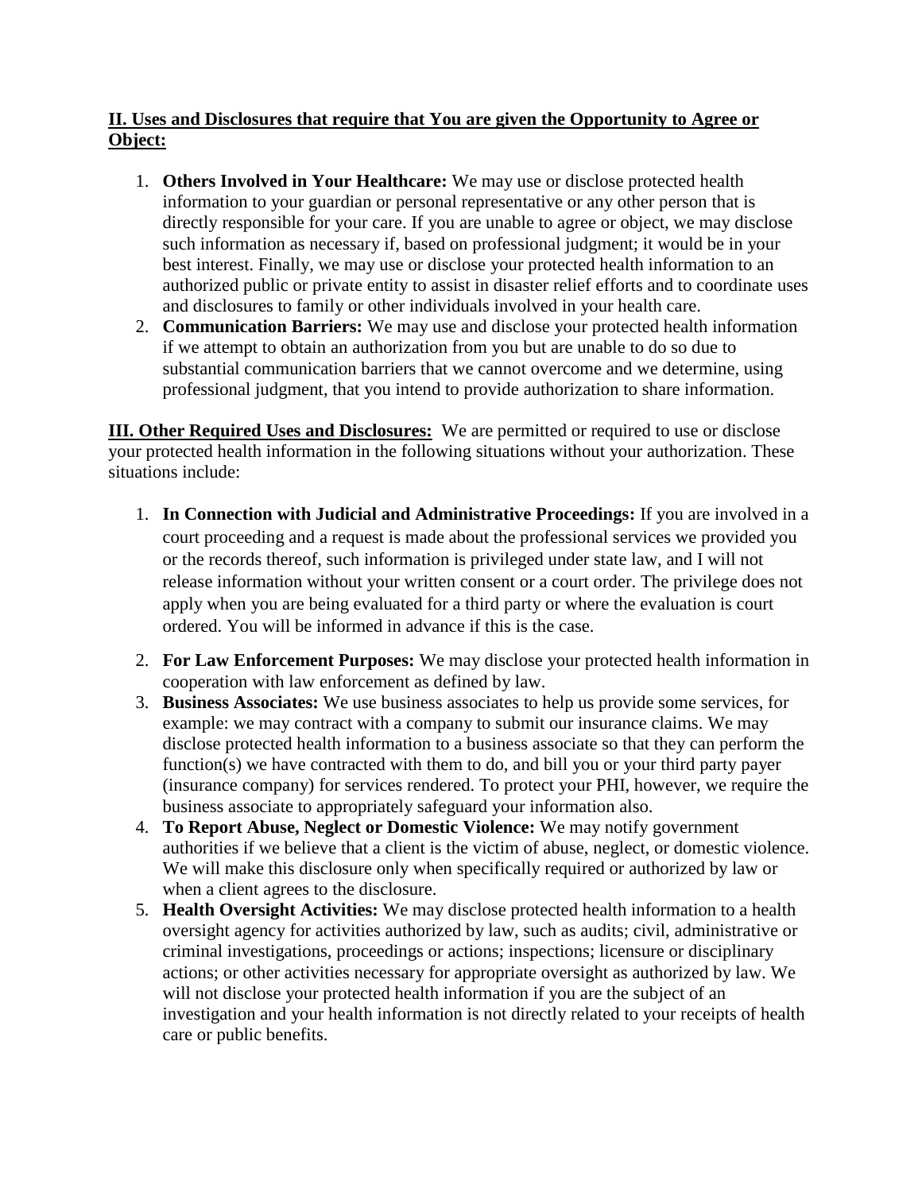**II. Uses and Disclosures that require that You are given the Opportunity to Agree or Object:**

1. **Others Involved in Your Healthcare:** We may use or disclose protected health information to your guardian or personal representative or any other person that is directly responsible for your care. If you are unable to agree or object, we may disclose such information as necessary if, based on professional judgment; it would be in your best interest. Finally, we may use or disclose your protected health information to an authorized public or private entity to assist in disaster relief efforts and to coordinate uses and disclosures to family or other individuals involved in your health care.
2. **Communication Barriers:** We may use and disclose your protected health information if we attempt to obtain an authorization from you but are unable to do so due to substantial communication barriers that we cannot overcome and we determine, using professional judgment, that you intend to provide authorization to share information.

**III. Other Required Uses and Disclosures:** We are permitted or required to use or disclose your protected health information in the following situations without your authorization. These situations include:

1. **In Connection with Judicial and Administrative Proceedings:** If you are involved in a court proceeding and a request is made about the professional services we provided you or the records thereof, such information is privileged under state law, and I will not release information without your written consent or a court order. The privilege does not apply when you are being evaluated for a third party or where the evaluation is court ordered. You will be informed in advance if this is the case.
2. **For Law Enforcement Purposes:** We may disclose your protected health information in cooperation with law enforcement as defined by law.
3. **Business Associates:** We use business associates to help us provide some services, for example: we may contract with a company to submit our insurance claims. We may disclose protected health information to a business associate so that they can perform the function(s) we have contracted with them to do, and bill you or your third party payer (insurance company) for services rendered. To protect your PHI, however, we require the business associate to appropriately safeguard your information also.
4. **To Report Abuse, Neglect or Domestic Violence:** We may notify government authorities if we believe that a client is the victim of abuse, neglect, or domestic violence. We will make this disclosure only when specifically required or authorized by law or when a client agrees to the disclosure.
5. **Health Oversight Activities:** We may disclose protected health information to a health oversight agency for activities authorized by law, such as audits; civil, administrative or criminal investigations, proceedings or actions; inspections; licensure or disciplinary actions; or other activities necessary for appropriate oversight as authorized by law. We will not disclose your protected health information if you are the subject of an investigation and your health information is not directly related to your receipts of health care or public benefits.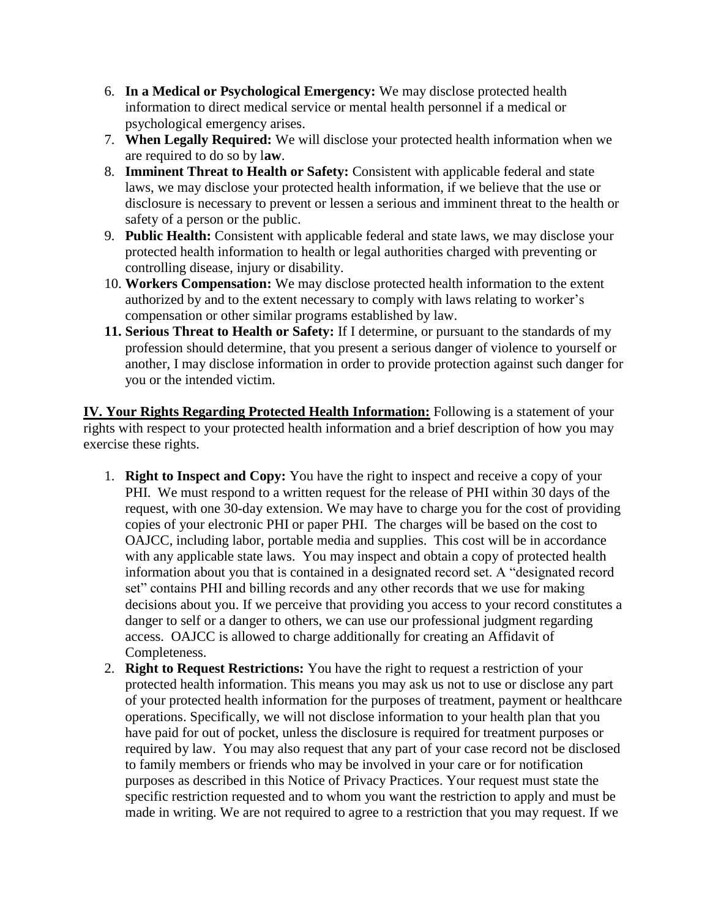6. **In a Medical or Psychological Emergency:** We may disclose protected health information to direct medical service or mental health personnel if a medical or psychological emergency arises.
7. **When Legally Required:** We will disclose your protected health information when we are required to do so by l**aw**.
8. **Imminent Threat to Health or Safety:** Consistent with applicable federal and state laws, we may disclose your protected health information, if we believe that the use or disclosure is necessary to prevent or lessen a serious and imminent threat to the health or safety of a person or the public.
9. **Public Health:** Consistent with applicable federal and state laws, we may disclose your protected health information to health or legal authorities charged with preventing or controlling disease, injury or disability.
10. **Workers Compensation:** We may disclose protected health information to the extent authorized by and to the extent necessary to comply with laws relating to worker's compensation or other similar programs established by law.
11. **Serious Threat to Health or Safety:** If I determine, or pursuant to the standards of my profession should determine, that you present a serious danger of violence to yourself or another, I may disclose information in order to provide protection against such danger for you or the intended victim.

**IV. Your Rights Regarding Protected Health Information:** Following is a statement of your rights with respect to your protected health information and a brief description of how you may exercise these rights.

1. **Right to Inspect and Copy:** You have the right to inspect and receive a copy of your PHI. We must respond to a written request for the release of PHI within 30 days of the request, with one 30-day extension. We may have to charge you for the cost of providing copies of your electronic PHI or paper PHI. The charges will be based on the cost to OAJCC, including labor, portable media and supplies. This cost will be in accordance with any applicable state laws. You may inspect and obtain a copy of protected health information about you that is contained in a designated record set. A "designated record set" contains PHI and billing records and any other records that we use for making decisions about you. If we perceive that providing you access to your record constitutes a danger to self or a danger to others, we can use our professional judgment regarding access. OAJCC is allowed to charge additionally for creating an Affidavit of Completeness.
2. **Right to Request Restrictions:** You have the right to request a restriction of your protected health information. This means you may ask us not to use or disclose any part of your protected health information for the purposes of treatment, payment or healthcare operations. Specifically, we will not disclose information to your health plan that you have paid for out of pocket, unless the disclosure is required for treatment purposes or required by law. You may also request that any part of your case record not be disclosed to family members or friends who may be involved in your care or for notification purposes as described in this Notice of Privacy Practices. Your request must state the specific restriction requested and to whom you want the restriction to apply and must be made in writing. We are not required to agree to a restriction that you may request. If we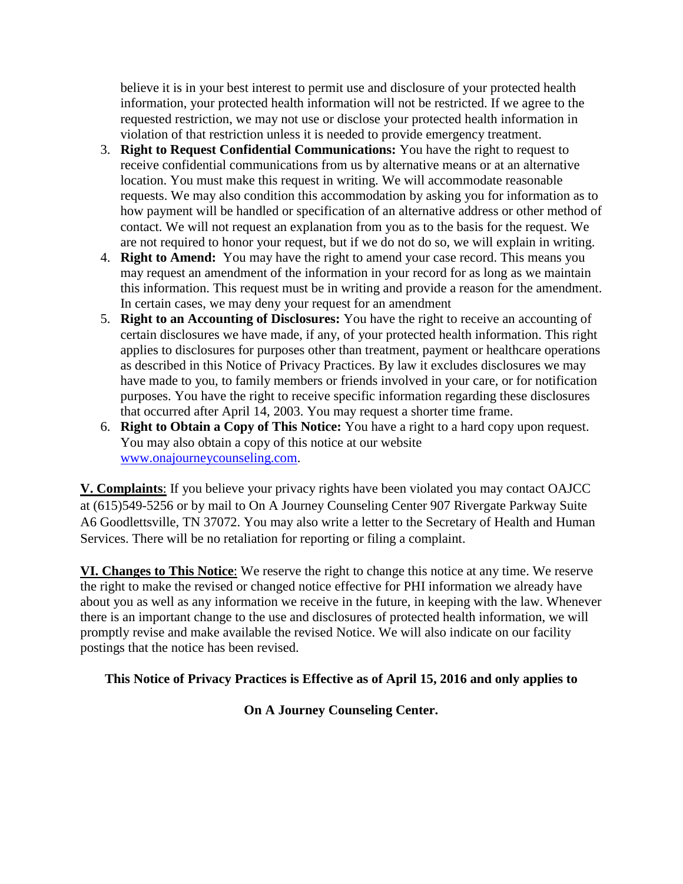believe it is in your best interest to permit use and disclosure of your protected health information, your protected health information will not be restricted. If we agree to the requested restriction, we may not use or disclose your protected health information in violation of that restriction unless it is needed to provide emergency treatment.

3. **Right to Request Confidential Communications:** You have the right to request to receive confidential communications from us by alternative means or at an alternative location. You must make this request in writing. We will accommodate reasonable requests. We may also condition this accommodation by asking you for information as to how payment will be handled or specification of an alternative address or other method of contact. We will not request an explanation from you as to the basis for the request. We are not required to honor your request, but if we do not do so, we will explain in writing.
4. **Right to Amend:** You may have the right to amend your case record. This means you may request an amendment of the information in your record for as long as we maintain this information. This request must be in writing and provide a reason for the amendment. In certain cases, we may deny your request for an amendment
5. **Right to an Accounting of Disclosures:** You have the right to receive an accounting of certain disclosures we have made, if any, of your protected health information. This right applies to disclosures for purposes other than treatment, payment or healthcare operations as described in this Notice of Privacy Practices. By law it excludes disclosures we may have made to you, to family members or friends involved in your care, or for notification purposes. You have the right to receive specific information regarding these disclosures that occurred after April 14, 2003. You may request a shorter time frame.
6. **Right to Obtain a Copy of This Notice:** You have a right to a hard copy upon request. You may also obtain a copy of this notice at our website [www.onajourneycounseling.com](http://www.onajourneycounseling.com).

**V. Complaints**: If you believe your privacy rights have been violated you may contact OAJCC at (615)549-5256 or by mail to On A Journey Counseling Center 907 Rivergate Parkway Suite A6 Goodlettsville, TN 37072. You may also write a letter to the Secretary of Health and Human Services. There will be no retaliation for reporting or filing a complaint.

**VI. Changes to This Notice**: We reserve the right to change this notice at any time. We reserve the right to make the revised or changed notice effective for PHI information we already have about you as well as any information we receive in the future, in keeping with the law. Whenever there is an important change to the use and disclosures of protected health information, we will promptly revise and make available the revised Notice. We will also indicate on our facility postings that the notice has been revised.

**This Notice of Privacy Practices is Effective as of April 15, 2016 and only applies to**

**On A Journey Counseling Center.**